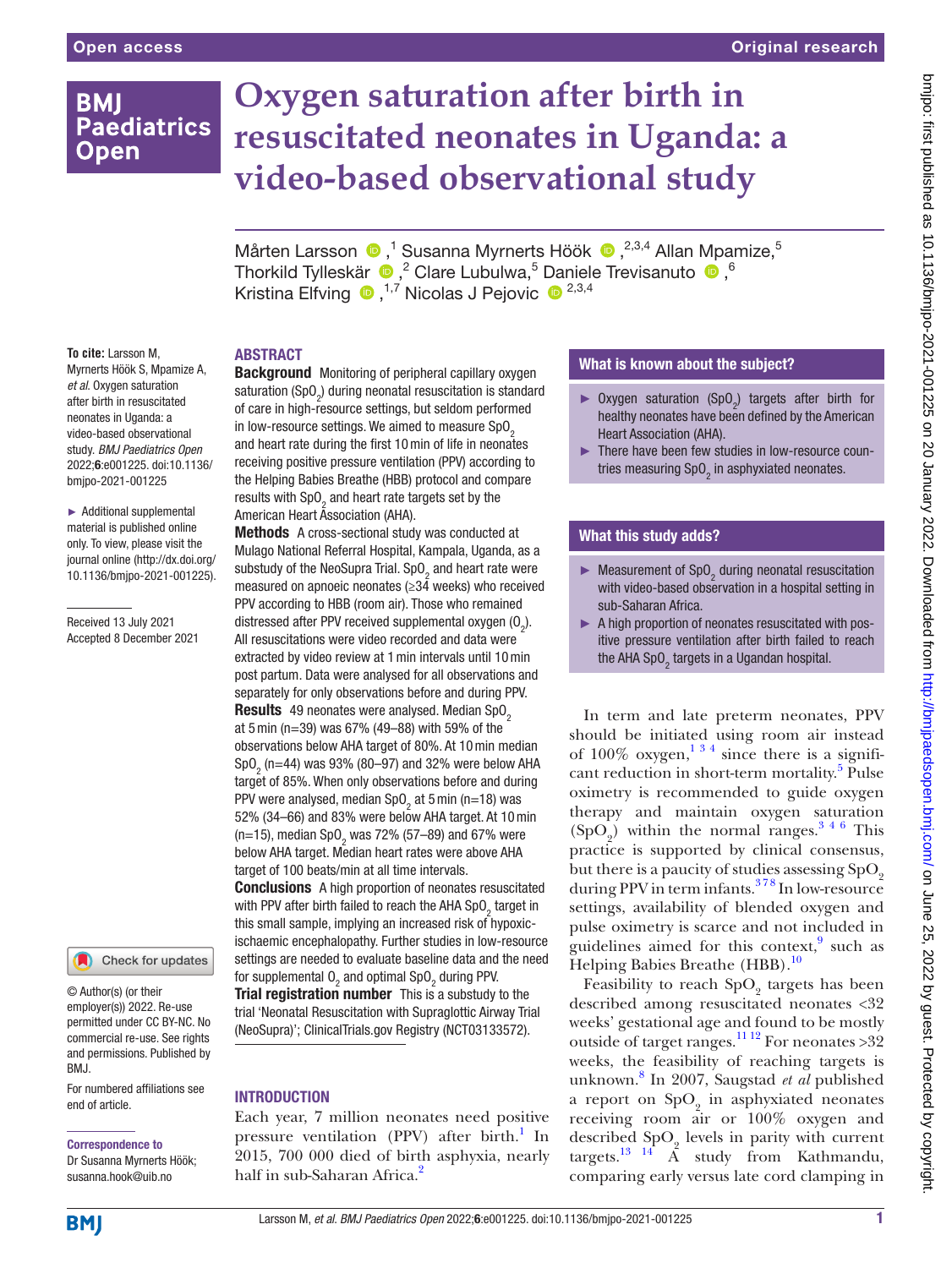Open access | Original research

# Oxygen saturation after birth in resuscitated neonates in Uganda: a video-based observational study

Mårten Larsson ,[1] Susanna Myrnerts Höök ,[2,3,4] Allan Mpamize,[5] Thorkild Tylleskär ,[2] Clare Lubulwa,[5] Daniele Trevisanuto ,[6] Kristina Elfving ,[1,7] Nicolas J Pejovic [2,3,4]

**To cite:** Larsson M, Myrnerts Höök S, Mpamize A, *et al*. Oxygen saturation after birth in resuscitated neonates in Uganda: a video-based observational study. *BMJ Paediatrics Open* 2022;**6**:e001225. doi:10.1136/bmjpo-2021-001225

► Additional supplemental material is published online only. To view, please visit the journal online (http://dx.doi.org/10.1136/bmjpo-2021-001225).

Received 13 July 2021
Accepted 8 December 2021

© Author(s) (or their employer(s)) 2022. Re-use permitted under CC BY-NC. No commercial re-use. See rights and permissions. Published by BMJ.

For numbered affiliations see end of article.

**Correspondence to**
Dr Susanna Myrnerts Höök; susanna.hook@uib.no

## ABSTRACT

**Background** Monitoring of peripheral capillary oxygen saturation ($SpO_2$) during neonatal resuscitation is standard of care in high-resource settings, but seldom performed in low-resource settings. We aimed to measure $SpO_2$ and heart rate during the first 10 min of life in neonates receiving positive pressure ventilation (PPV) according to the Helping Babies Breathe (HBB) protocol and compare results with $SpO_2$ and heart rate targets set by the American Heart Association (AHA).

**Methods** A cross-sectional study was conducted at Mulago National Referral Hospital, Kampala, Uganda, as a substudy of the NeoSupra Trial. $SpO_2$ and heart rate were measured on apnoeic neonates (≥34 weeks) who received PPV according to HBB (room air). Those who remained distressed after PPV received supplemental oxygen ($O_2$). All resuscitations were video recorded and data were extracted by video review at 1 min intervals until 10 min post partum. Data were analysed for all observations and separately for only observations before and during PPV.

**Results** 49 neonates were analysed. Median $SpO_2$ at 5 min (n=39) was 67% (49–88) with 59% of the observations below AHA target of 80%. At 10 min median $SpO_2$ (n=44) was 93% (80–97) and 32% were below AHA target of 85%. When only observations before and during PPV were analysed, median $SpO_2$ at 5 min (n=18) was 52% (34–66) and 83% were below AHA target. At 10 min (n=15), median $SpO_2$ was 72% (57–89) and 67% were below AHA target. Median heart rates were above AHA target of 100 beats/min at all time intervals.

**Conclusions** A high proportion of neonates resuscitated with PPV after birth failed to reach the AHA $SpO_2$ target in this small sample, implying an increased risk of hypoxic-ischaemic encephalopathy. Further studies in low-resource settings are needed to evaluate baseline data and the need for supplemental $O_2$ and optimal $SpO_2$ during PPV.

**Trial registration number** This is a substudy to the trial 'Neonatal Resuscitation with Supraglottic Airway Trial (NeoSupra)'; ClinicalTrials.gov Registry (NCT03133572).

### What is known about the subject?

- Oxygen saturation ($SpO_2$) targets after birth for healthy neonates have been defined by the American Heart Association (AHA).
- There have been few studies in low-resource countries measuring $SpO_2$ in asphyxiated neonates.

### What this study adds?

- Measurement of $SpO_2$ during neonatal resuscitation with video-based observation in a hospital setting in sub-Saharan Africa.
- A high proportion of neonates resuscitated with positive pressure ventilation after birth failed to reach the AHA $SpO_2$ targets in a Ugandan hospital.

## INTRODUCTION

Each year, 7 million neonates need positive pressure ventilation (PPV) after birth.[1] In 2015, 700 000 died of birth asphyxia, nearly half in sub-Saharan Africa.[2]

In term and late preterm neonates, PPV should be initiated using room air instead of 100% oxygen,[1 3 4] since there is a significant reduction in short-term mortality.[5] Pulse oximetry is recommended to guide oxygen therapy and maintain oxygen saturation ($SpO_2$) within the normal ranges.[3 4 6] This practice is supported by clinical consensus, but there is a paucity of studies assessing $SpO_2$ during PPV in term infants.[3 7 8] In low-resource settings, availability of blended oxygen and pulse oximetry is scarce and not included in guidelines aimed for this context,[9] such as Helping Babies Breathe (HBB).[10]

Feasibility to reach $SpO_2$ targets has been described among resuscitated neonates <32 weeks' gestational age and found to be mostly outside of target ranges.[11 12] For neonates >32 weeks, the feasibility of reaching targets is unknown.[8] In 2007, Saugstad *et al* published a report on $SpO_2$ in asphyxiated neonates receiving room air or 100% oxygen and described $SpO_2$ levels in parity with current targets.[13 14] A study from Kathmandu, comparing early versus late cord clamping in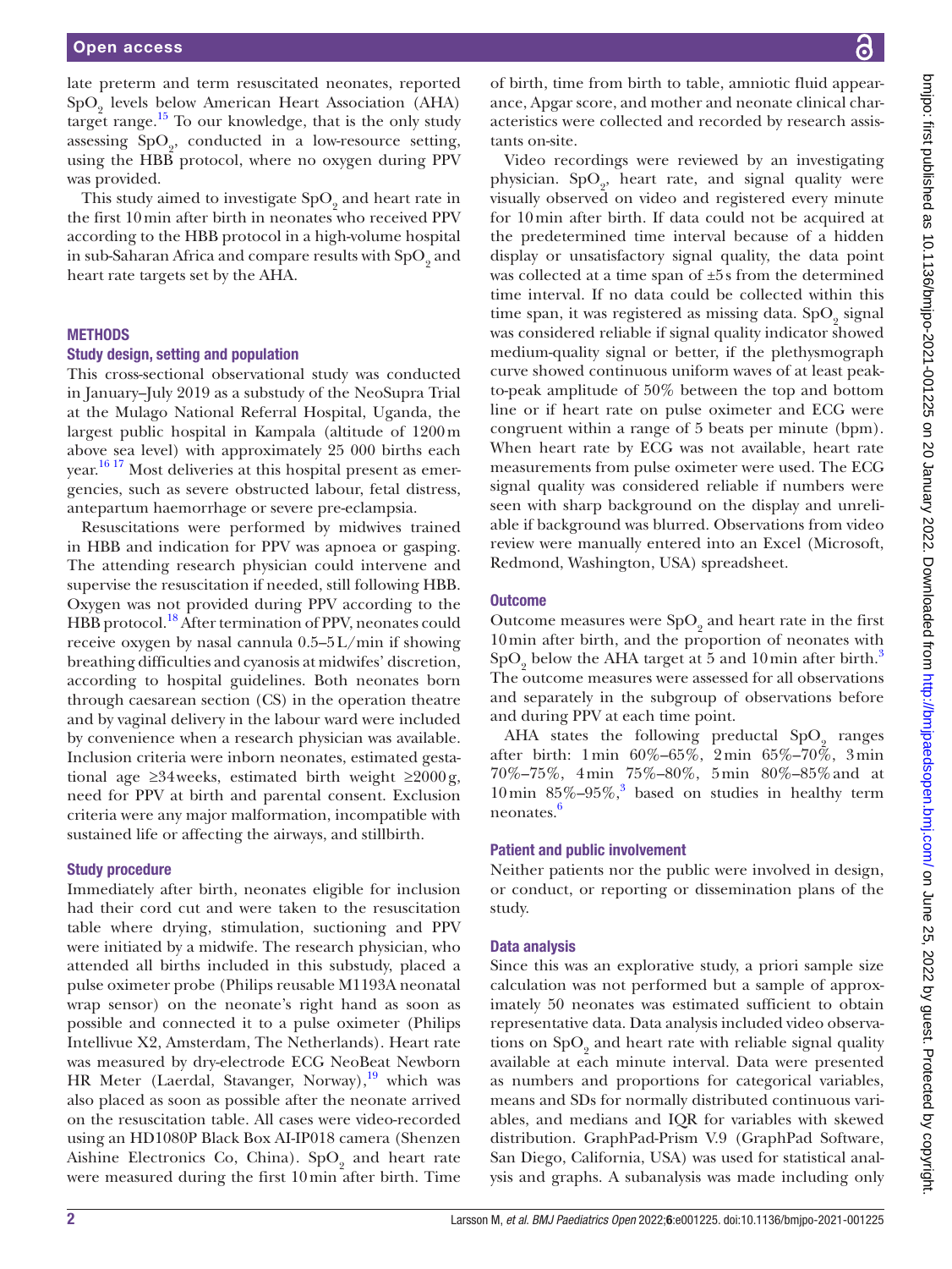late preterm and term resuscitated neonates, reported $SpO_2$ levels below American Heart Association (AHA) target range.[15] To our knowledge, that is the only study assessing $SpO_2$, conducted in a low-resource setting, using the HBB protocol, where no oxygen during PPV was provided.

This study aimed to investigate $SpO_2$ and heart rate in the first 10 min after birth in neonates who received PPV according to the HBB protocol in a high-volume hospital in sub-Saharan Africa and compare results with $SpO_2$ and heart rate targets set by the AHA.

## METHODS

### Study design, setting and population

This cross-sectional observational study was conducted in January–July 2019 as a substudy of the NeoSupra Trial at the Mulago National Referral Hospital, Uganda, the largest public hospital in Kampala (altitude of 1200 m above sea level) with approximately 25 000 births each year.[16,17] Most deliveries at this hospital present as emergencies, such as severe obstructed labour, fetal distress, antepartum haemorrhage or severe pre-eclampsia.

Resuscitations were performed by midwives trained in HBB and indication for PPV was apnoea or gasping. The attending research physician could intervene and supervise the resuscitation if needed, still following HBB. Oxygen was not provided during PPV according to the HBB protocol.[18] After termination of PPV, neonates could receive oxygen by nasal cannula 0.5–5 L/min if showing breathing difficulties and cyanosis at midwifes' discretion, according to hospital guidelines. Both neonates born through caesarean section (CS) in the operation theatre and by vaginal delivery in the labour ward were included by convenience when a research physician was available. Inclusion criteria were inborn neonates, estimated gestational age ≥34 weeks, estimated birth weight ≥2000 g, need for PPV at birth and parental consent. Exclusion criteria were any major malformation, incompatible with sustained life or affecting the airways, and stillbirth.

### Study procedure

Immediately after birth, neonates eligible for inclusion had their cord cut and were taken to the resuscitation table where drying, stimulation, suctioning and PPV were initiated by a midwife. The research physician, who attended all births included in this substudy, placed a pulse oximeter probe (Philips reusable M1193A neonatal wrap sensor) on the neonate's right hand as soon as possible and connected it to a pulse oximeter (Philips Intellivue X2, Amsterdam, The Netherlands). Heart rate was measured by dry-electrode ECG NeoBeat Newborn HR Meter (Laerdal, Stavanger, Norway),[19] which was also placed as soon as possible after the neonate arrived on the resuscitation table. All cases were video-recorded using an HD1080P Black Box AI-IP018 camera (Shenzen Aishine Electronics Co, China). $SpO_2$ and heart rate were measured during the first 10 min after birth. Time of birth, time from birth to table, amniotic fluid appearance, Apgar score, and mother and neonate clinical characteristics were collected and recorded by research assistants on-site.

Video recordings were reviewed by an investigating physician. $SpO_2$, heart rate, and signal quality were visually observed on video and registered every minute for 10 min after birth. If data could not be acquired at the predetermined time interval because of a hidden display or unsatisfactory signal quality, the data point was collected at a time span of ±5 s from the determined time interval. If no data could be collected within this time span, it was registered as missing data. $SpO_2$ signal was considered reliable if signal quality indicator showed medium-quality signal or better, if the plethysmograph curve showed continuous uniform waves of at least peak-to-peak amplitude of 50% between the top and bottom line or if heart rate on pulse oximeter and ECG were congruent within a range of 5 beats per minute (bpm). When heart rate by ECG was not available, heart rate measurements from pulse oximeter were used. The ECG signal quality was considered reliable if numbers were seen with sharp background on the display and unreliable if background was blurred. Observations from video review were manually entered into an Excel (Microsoft, Redmond, Washington, USA) spreadsheet.

### Outcome

Outcome measures were $SpO_2$ and heart rate in the first 10 min after birth, and the proportion of neonates with $SpO_2$ below the AHA target at 5 and 10 min after birth.[3] The outcome measures were assessed for all observations and separately in the subgroup of observations before and during PPV at each time point.

AHA states the following preductal $SpO_2$ ranges after birth: 1 min 60%–65%, 2 min 65%–70%, 3 min 70%–75%, 4 min 75%–80%, 5 min 80%–85% and at 10 min 85%–95%,[3] based on studies in healthy term neonates.[6]

### Patient and public involvement

Neither patients nor the public were involved in design, or conduct, or reporting or dissemination plans of the study.

### Data analysis

Since this was an explorative study, a priori sample size calculation was not performed but a sample of approximately 50 neonates was estimated sufficient to obtain representative data. Data analysis included video observations on $SpO_2$ and heart rate with reliable signal quality available at each minute interval. Data were presented as numbers and proportions for categorical variables, means and SDs for normally distributed continuous variables, and medians and IQR for variables with skewed distribution. GraphPad-Prism V.9 (GraphPad Software, San Diego, California, USA) was used for statistical analysis and graphs. A subanalysis was made including only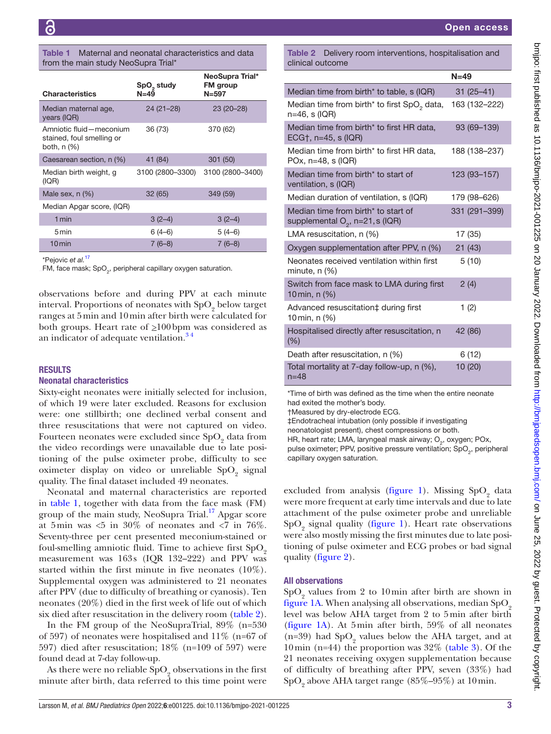**Table 1** Maternal and neonatal characteristics and data from the main study NeoSupra Trial*

| Characteristics | $SpO_2$ study N=49 | NeoSupra Trial* FM group N=597 |
|---|---|---|
| Median maternal age, years (IQR) | 24 (21–28) | 23 (20–28) |
| Amniotic fluid—meconium stained, foul smelling or both, n (%) | 36 (73) | 370 (62) |
| Caesarean section, n (%) | 41 (84) | 301 (50) |
| Median birth weight, g (IQR) | 3100 (2800–3300) | 3100 (2800–3400) |
| Male sex, n (%) | 32 (65) | 349 (59) |
| Median Apgar score, (IQR) | | |
| 1 min | 3 (2–4) | 3 (2–4) |
| 5 min | 6 (4–6) | 5 (4–6) |
| 10 min | 7 (6–8) | 7 (6–8) |

*Pejovic *et al*.[17]

FM, face mask; $SpO_2$, peripheral capillary oxygen saturation.

observations before and during PPV at each minute interval. Proportions of neonates with $SpO_2$ below target ranges at 5 min and 10 min after birth were calculated for both groups. Heart rate of ≥100 bpm was considered as an indicator of adequate ventilation.[3,4]

## RESULTS

### Neonatal characteristics

Sixty-eight neonates were initially selected for inclusion, of which 19 were later excluded. Reasons for exclusion were: one stillbirth; one declined verbal consent and three resuscitations that were not captured on video. Fourteen neonates were excluded since $SpO_2$ data from the video recordings were unavailable due to late positioning of the pulse oximeter probe, difficulty to see oximeter display on video or unreliable $SpO_2$ signal quality. The final dataset included 49 neonates.

Neonatal and maternal characteristics are reported in table 1, together with data from the face mask (FM) group of the main study, NeoSupra Trial.[17] Apgar score at 5 min was <5 in 30% of neonates and <7 in 76%. Seventy-three per cent presented meconium-stained or foul-smelling amniotic fluid. Time to achieve first $SpO_2$ measurement was 163 s (IQR 132–222) and PPV was started within the first minute in five neonates (10%). Supplemental oxygen was administered to 21 neonates after PPV (due to difficulty of breathing or cyanosis). Ten neonates (20%) died in the first week of life out of which six died after resuscitation in the delivery room (table 2).

In the FM group of the NeoSupraTrial, 89% (n=530 of 597) of neonates were hospitalised and 11% (n=67 of 597) died after resuscitation; 18% (n=109 of 597) were found dead at 7-day follow-up.

As there were no reliable $SpO_2$ observations in the first minute after birth, data referred to this time point were excluded from analysis (figure 1). Missing $SpO_2$ data were more frequent at early time intervals and due to late attachment of the pulse oximeter probe and unreliable $SpO_2$ signal quality (figure 1). Heart rate observations were also mostly missing the first minutes due to late positioning of pulse oximeter and ECG probes or bad signal quality (figure 2).

**Table 2** Delivery room interventions, hospitalisation and clinical outcome

| | N=49 |
|---|---|
| Median time from birth* to table, s (IQR) | 31 (25–41) |
| Median time from birth* to first $SpO_2$ data, n=46, s (IQR) | 163 (132–222) |
| Median time from birth* to first HR data, ECG†, n=45, s (IQR) | 93 (69–139) |
| Median time from birth* to first HR data, POx, n=48, s (IQR) | 188 (138–237) |
| Median time from birth* to start of ventilation, s (IQR) | 123 (93–157) |
| Median duration of ventilation, s (IQR) | 179 (98–626) |
| Median time from birth* to start of supplemental $O_2$, n=21, s (IQR) | 331 (291–399) |
| LMA resuscitation, n (%) | 17 (35) |
| Oxygen supplementation after PPV, n (%) | 21 (43) |
| Neonates received ventilation within first minute, n (%) | 5 (10) |
| Switch from face mask to LMA during first 10 min, n (%) | 2 (4) |
| Advanced resuscitation‡ during first 10 min, n (%) | 1 (2) |
| Hospitalised directly after resuscitation, n (%) | 42 (86) |
| Death after resuscitation, n (%) | 6 (12) |
| Total mortality at 7-day follow-up, n (%), n=48 | 10 (20) |

*Time of birth was defined as the time when the entire neonate had exited the mother's body.

†Measured by dry-electrode ECG.

‡Endotracheal intubation (only possible if investigating neonatologist present), chest compressions or both.

HR, heart rate; LMA, laryngeal mask airway; $O_2$, oxygen; POx, pulse oximeter; PPV, positive pressure ventilation; $SpO_2$, peripheral capillary oxygen saturation.

### All observations

$SpO_2$ values from 2 to 10 min after birth are shown in figure 1A. When analysing all observations, median $SpO_2$ level was below AHA target from 2 to 5 min after birth (figure 1A). At 5 min after birth, 59% of all neonates (n=39) had $SpO_2$ values below the AHA target, and at 10 min (n=44) the proportion was 32% (table 3). Of the 21 neonates receiving oxygen supplementation because of difficulty of breathing after PPV, seven (33%) had $SpO_2$ above AHA target range (85%–95%) at 10 min.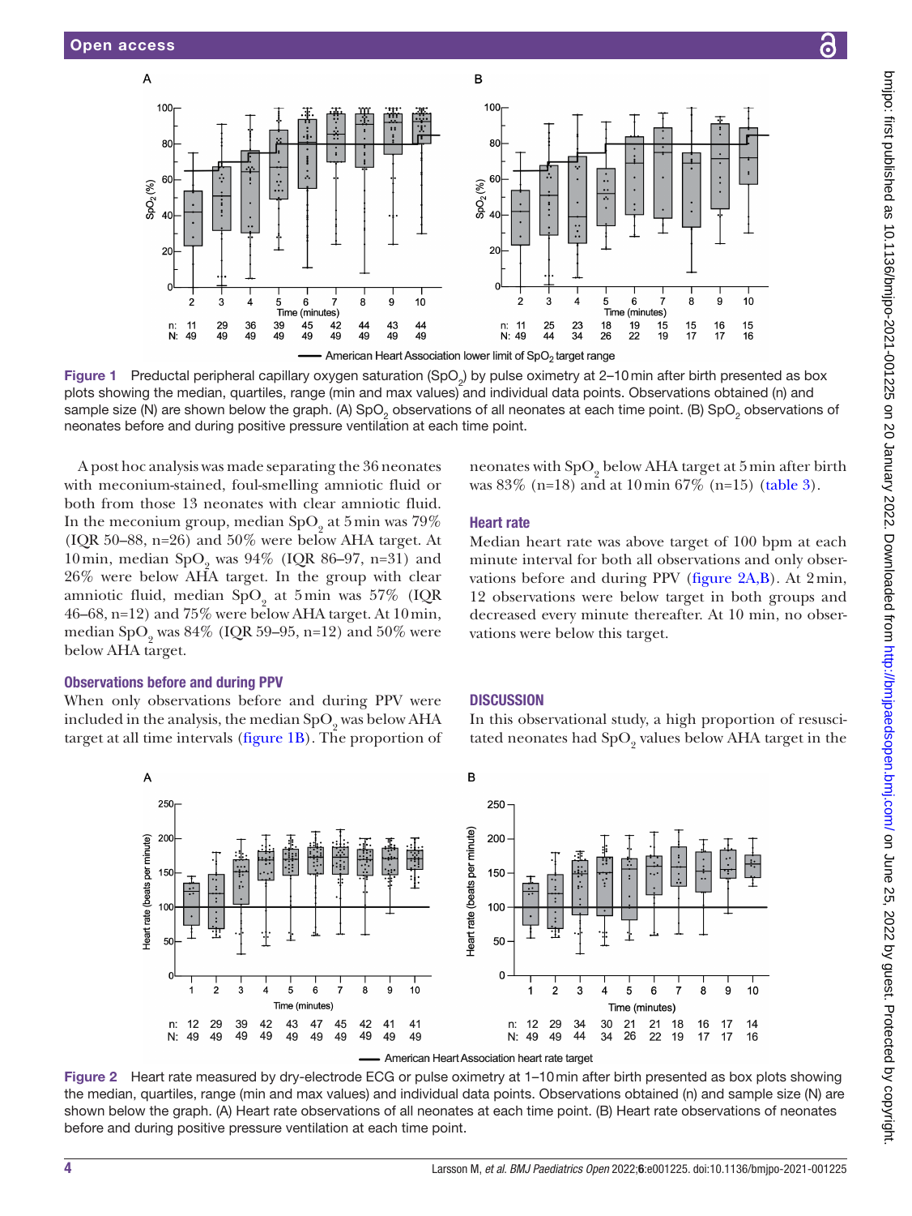Figure 1 Preductal peripheral capillary oxygen saturation ($SpO_2$) by pulse oximetry at 2–10 min after birth presented as box plots showing the median, quartiles, range (min and max values) and individual data points. Observations obtained (n) and sample size (N) are shown below the graph. (A) $SpO_2$ observations of all neonates at each time point. (B) $SpO_2$ observations of neonates before and during positive pressure ventilation at each time point.

A post hoc analysis was made separating the 36 neonates with meconium-stained, foul-smelling amniotic fluid or both from those 13 neonates with clear amniotic fluid. In the meconium group, median $SpO_2$ at 5 min was 79% (IQR 50–88, n=26) and 50% were below AHA target. At 10 min, median $SpO_2$ was 94% (IQR 86–97, n=31) and 26% were below AHA target. In the group with clear amniotic fluid, median $SpO_2$ at 5 min was 57% (IQR 46–68, n=12) and 75% were below AHA target. At 10 min, median $SpO_2$ was 84% (IQR 59–95, n=12) and 50% were below AHA target.

### Observations before and during PPV

When only observations before and during PPV were included in the analysis, the median $SpO_2$ was below AHA target at all time intervals (figure 1B). The proportion of neonates with $SpO_2$ below AHA target at 5 min after birth was 83% (n=18) and at 10 min 67% (n=15) (table 3).

### Heart rate

Median heart rate was above target of 100 bpm at each minute interval for both all observations and only observations before and during PPV (figure 2A,B). At 2 min, 12 observations were below target in both groups and decreased every minute thereafter. At 10 min, no observations were below this target.

## DISCUSSION

In this observational study, a high proportion of resuscitated neonates had $SpO_2$ values below AHA target in the

Figure 2 Heart rate measured by dry-electrode ECG or pulse oximetry at 1–10 min after birth presented as box plots showing the median, quartiles, range (min and max values) and individual data points. Observations obtained (n) and sample size (N) are shown below the graph. (A) Heart rate observations of all neonates at each time point. (B) Heart rate observations of neonates before and during positive pressure ventilation at each time point.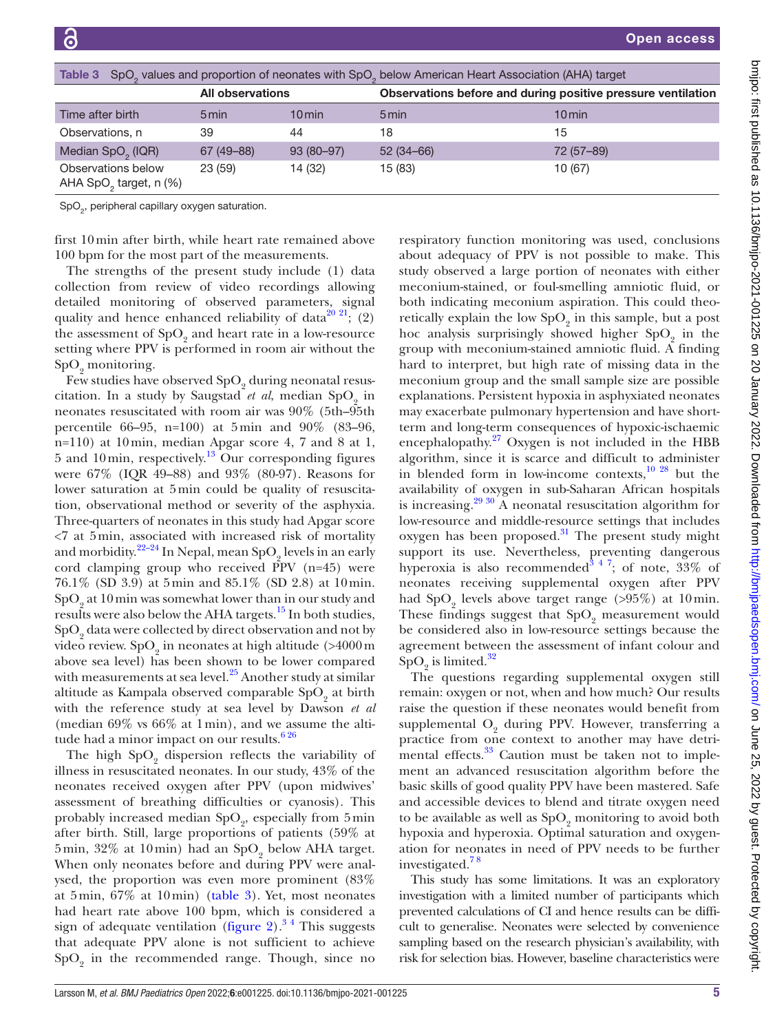Table 3 $SpO_2$ values and proportion of neonates with $SpO_2$ below American Heart Association (AHA) target

| | All observations | | Observations before and during positive pressure ventilation | |
|---|---|---|---|---|
| Time after birth | 5 min | 10 min | 5 min | 10 min |
| Observations, n | 39 | 44 | 18 | 15 |
| Median $SpO_2$ (IQR) | 67 (49–88) | 93 (80–97) | 52 (34–66) | 72 (57–89) |
| Observations below AHA $SpO_2$ target, n (%) | 23 (59) | 14 (32) | 15 (83) | 10 (67) |

$SpO_2$, peripheral capillary oxygen saturation.

first 10 min after birth, while heart rate remained above 100 bpm for the most part of the measurements.

The strengths of the present study include (1) data collection from review of video recordings allowing detailed monitoring of observed parameters, signal quality and hence enhanced reliability of data[20 21]; (2) the assessment of $SpO_2$ and heart rate in a low-resource setting where PPV is performed in room air without the $SpO_2$ monitoring.

Few studies have observed $SpO_2$ during neonatal resuscitation. In a study by Saugstad *et al*, median $SpO_2$ in neonates resuscitated with room air was 90% (5th–95th percentile 66–95, n=100) at 5 min and 90% (83–96, n=110) at 10 min, median Apgar score 4, 7 and 8 at 1, 5 and 10 min, respectively.[13] Our corresponding figures were 67% (IQR 49–88) and 93% (80-97). Reasons for lower saturation at 5 min could be quality of resuscitation, observational method or severity of the asphyxia. Three-quarters of neonates in this study had Apgar score <7 at 5 min, associated with increased risk of mortality and morbidity.[22–24] In Nepal, mean $SpO_2$ levels in an early cord clamping group who received PPV (n=45) were 76.1% (SD 3.9) at 5 min and 85.1% (SD 2.8) at 10 min. $SpO_2$ at 10 min was somewhat lower than in our study and results were also below the AHA targets.[15] In both studies, $SpO_2$ data were collected by direct observation and not by video review. $SpO_2$ in neonates at high altitude (>4000 m above sea level) has been shown to be lower compared with measurements at sea level.[25] Another study at similar altitude as Kampala observed comparable $SpO_2$ at birth with the reference study at sea level by Dawson *et al* (median 69% vs 66% at 1 min), and we assume the altitude had a minor impact on our results.[6 26]

The high $SpO_2$ dispersion reflects the variability of illness in resuscitated neonates. In our study, 43% of the neonates received oxygen after PPV (upon midwives' assessment of breathing difficulties or cyanosis). This probably increased median $SpO_2$, especially from 5 min after birth. Still, large proportions of patients (59% at 5 min, 32% at 10 min) had an $SpO_2$ below AHA target. When only neonates before and during PPV were analysed, the proportion was even more prominent (83% at 5 min, 67% at 10 min) (table 3). Yet, most neonates had heart rate above 100 bpm, which is considered a sign of adequate ventilation (figure 2).[3 4] This suggests that adequate PPV alone is not sufficient to achieve $SpO_2$ in the recommended range. Though, since no respiratory function monitoring was used, conclusions about adequacy of PPV is not possible to make. This study observed a large portion of neonates with either meconium-stained, or foul-smelling amniotic fluid, or both indicating meconium aspiration. This could theoretically explain the low $SpO_2$ in this sample, but a post hoc analysis surprisingly showed higher $SpO_2$ in the group with meconium-stained amniotic fluid. A finding hard to interpret, but high rate of missing data in the meconium group and the small sample size are possible explanations. Persistent hypoxia in asphyxiated neonates may exacerbate pulmonary hypertension and have short-term and long-term consequences of hypoxic-ischaemic encephalopathy.[27] Oxygen is not included in the HBB algorithm, since it is scarce and difficult to administer in blended form in low-income contexts,[10 28] but the availability of oxygen in sub-Saharan African hospitals is increasing.[29 30] A neonatal resuscitation algorithm for low-resource and middle-resource settings that includes oxygen has been proposed.[31] The present study might support its use. Nevertheless, preventing dangerous hyperoxia is also recommended[3 4 7]; of note, 33% of neonates receiving supplemental oxygen after PPV had $SpO_2$ levels above target range (>95%) at 10 min. These findings suggest that $SpO_2$ measurement would be considered also in low-resource settings because the agreement between the assessment of infant colour and $SpO_2$ is limited.[32]

The questions regarding supplemental oxygen still remain: oxygen or not, when and how much? Our results raise the question if these neonates would benefit from supplemental $O_2$ during PPV. However, transferring a practice from one context to another may have detrimental effects.[33] Caution must be taken not to implement an advanced resuscitation algorithm before the basic skills of good quality PPV have been mastered. Safe and accessible devices to blend and titrate oxygen need to be available as well as $SpO_2$ monitoring to avoid both hypoxia and hyperoxia. Optimal saturation and oxygenation for neonates in need of PPV needs to be further investigated.[7 8]

This study has some limitations. It was an exploratory investigation with a limited number of participants which prevented calculations of CI and hence results can be difficult to generalise. Neonates were selected by convenience sampling based on the research physician's availability, with risk for selection bias. However, baseline characteristics were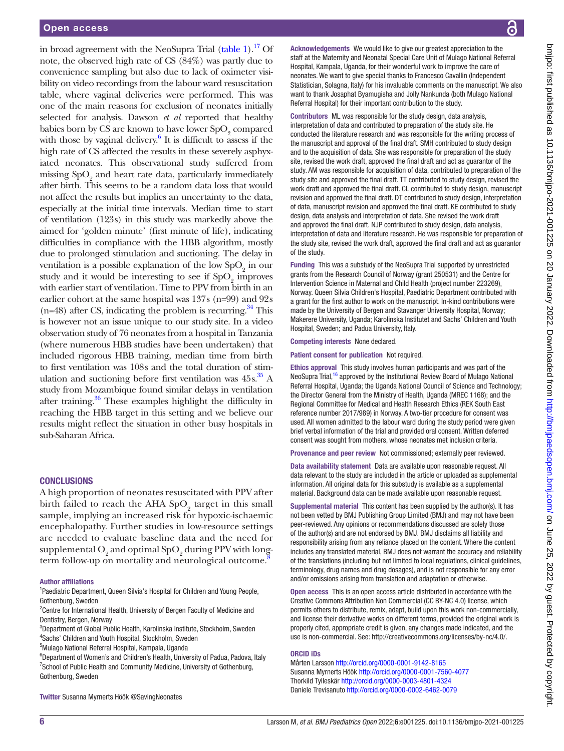in broad agreement with the NeoSupra Trial (table 1).[17] Of note, the observed high rate of CS (84%) was partly due to convenience sampling but also due to lack of oximeter visibility on video recordings from the labour ward resuscitation table, where vaginal deliveries were performed. This was one of the main reasons for exclusion of neonates initially selected for analysis. Dawson *et al* reported that healthy babies born by CS are known to have lower $SpO_2$ compared with those by vaginal delivery.[6] It is difficult to assess if the high rate of CS affected the results in these severely asphyxiated neonates. This observational study suffered from missing $SpO_2$ and heart rate data, particularly immediately after birth. This seems to be a random data loss that would not affect the results but implies an uncertainty to the data, especially at the initial time intervals. Median time to start of ventilation (123s) in this study was markedly above the aimed for 'golden minute' (first minute of life), indicating difficulties in compliance with the HBB algorithm, mostly due to prolonged stimulation and suctioning. The delay in ventilation is a possible explanation of the low $SpO_2$ in our study and it would be interesting to see if $SpO_2$ improves with earlier start of ventilation. Time to PPV from birth in an earlier cohort at the same hospital was 137s (n=99) and 92s (n=48) after CS, indicating the problem is recurring.[34] This is however not an issue unique to our study site. In a video observation study of 76 neonates from a hospital in Tanzania (where numerous HBB studies have been undertaken) that included rigorous HBB training, median time from birth to first ventilation was 108s and the total duration of stimulation and suctioning before first ventilation was 45s.[35] A study from Mozambique found similar delays in ventilation after training.[36] These examples highlight the difficulty in reaching the HBB target in this setting and we believe our results might reflect the situation in other busy hospitals in sub-Saharan Africa.

## CONCLUSIONS

A high proportion of neonates resuscitated with PPV after birth failed to reach the AHA $SpO_2$ target in this small sample, implying an increased risk for hypoxic-ischaemic encephalopathy. Further studies in low-resource settings are needed to evaluate baseline data and the need for supplemental $O_2$ and optimal $SpO_2$ during PPV with long-term follow-up on mortality and neurological outcome.[8]

#### Author affiliations

[1]Paediatric Department, Queen Silvia's Hospital for Children and Young People, Gothenburg, Sweden
[2]Centre for International Health, University of Bergen Faculty of Medicine and Dentistry, Bergen, Norway
[3]Department of Global Public Health, Karolinska Institute, Stockholm, Sweden
[4]Sachs' Children and Youth Hospital, Stockholm, Sweden
[5]Mulago National Referral Hospital, Kampala, Uganda
[6]Department of Women's and Children's Health, University of Padua, Padova, Italy
[7]School of Public Health and Community Medicine, University of Gothenburg, Gothenburg, Sweden

**Twitter** Susanna Myrnerts Höök @SavingNeonates

**Acknowledgements** We would like to give our greatest appreciation to the staff at the Maternity and Neonatal Special Care Unit of Mulago National Referral Hospital, Kampala, Uganda, for their wonderful work to improve the care of neonates. We want to give special thanks to Francesco Cavallin (Independent Statistician, Solagna, Italy) for his invaluable comments on the manuscript. We also want to thank Josaphat Byamugisha and Jolly Nankunda (both Mulago National Referral Hospital) for their important contribution to the study.

**Contributors** ML was responsible for the study design, data analysis, interpretation of data and contributed to preparation of the study site. He conducted the literature research and was responsible for the writing process of the manuscript and approval of the final draft. SMH contributed to study design and to the acquisition of data. She was responsible for preparation of the study site, revised the work draft, approved the final draft and act as guarantor of the study. AM was responsible for acquisition of data, contributed to preparation of the study site and approved the final draft. TT contributed to study design, revised the work draft and approved the final draft. CL contributed to study design, manuscript revision and approved the final draft. DT contributed to study design, interpretation of data, manuscript revision and approved the final draft. KE contributed to study design, data analysis and interpretation of data. She revised the work draft and approved the final draft. NJP contributed to study design, data analysis, interpretation of data and literature research. He was responsible for preparation of the study site, revised the work draft, approved the final draft and act as guarantor of the study.

**Funding** This was a substudy of the NeoSupra Trial supported by unrestricted grants from the Research Council of Norway (grant 250531) and the Centre for Intervention Science in Maternal and Child Health (project number 223269), Norway. Queen Silvia Children's Hospital, Paediatric Department contributed with a grant for the first author to work on the manuscript. In-kind contributions were made by the University of Bergen and Stavanger University Hospital, Norway; Makerere University, Uganda; Karolinska Institutet and Sachs' Children and Youth Hospital, Sweden; and Padua University, Italy.

**Competing interests** None declared.

**Patient consent for publication** Not required.

**Ethics approval** This study involves human participants and was part of the NeoSupra Trial,[16] approved by the Institutional Review Board of Mulago National Referral Hospital, Uganda; the Uganda National Council of Science and Technology; the Director General from the Ministry of Health, Uganda (MREC 1168); and the Regional Committee for Medical and Health Research Ethics (REK South East reference number 2017/989) in Norway. A two-tier procedure for consent was used. All women admitted to the labour ward during the study period were given brief verbal information of the trial and provided oral consent. Written deferred consent was sought from mothers, whose neonates met inclusion criteria.

**Provenance and peer review** Not commissioned; externally peer reviewed.

**Data availability statement** Data are available upon reasonable request. All data relevant to the study are included in the article or uploaded as supplemental information. All original data for this substudy is available as a supplemental material. Background data can be made available upon reasonable request.

**Supplemental material** This content has been supplied by the author(s). It has not been vetted by BMJ Publishing Group Limited (BMJ) and may not have been peer-reviewed. Any opinions or recommendations discussed are solely those of the author(s) and are not endorsed by BMJ. BMJ disclaims all liability and responsibility arising from any reliance placed on the content. Where the content includes any translated material, BMJ does not warrant the accuracy and reliability of the translations (including but not limited to local regulations, clinical guidelines, terminology, drug names and drug dosages), and is not responsible for any error and/or omissions arising from translation and adaptation or otherwise.

**Open access** This is an open access article distributed in accordance with the Creative Commons Attribution Non Commercial (CC BY-NC 4.0) license, which permits others to distribute, remix, adapt, build upon this work non-commercially, and license their derivative works on different terms, provided the original work is properly cited, appropriate credit is given, any changes made indicated, and the use is non-commercial. See: http://creativecommons.org/licenses/by-nc/4.0/.

#### ORCID iDs

Mårten Larsson http://orcid.org/0000-0001-9142-8165
Susanna Myrnerts Höök http://orcid.org/0000-0001-7560-4077
Thorkild Tylleskär http://orcid.org/0000-0003-4801-4324
Daniele Trevisanuto http://orcid.org/0000-0002-6462-0079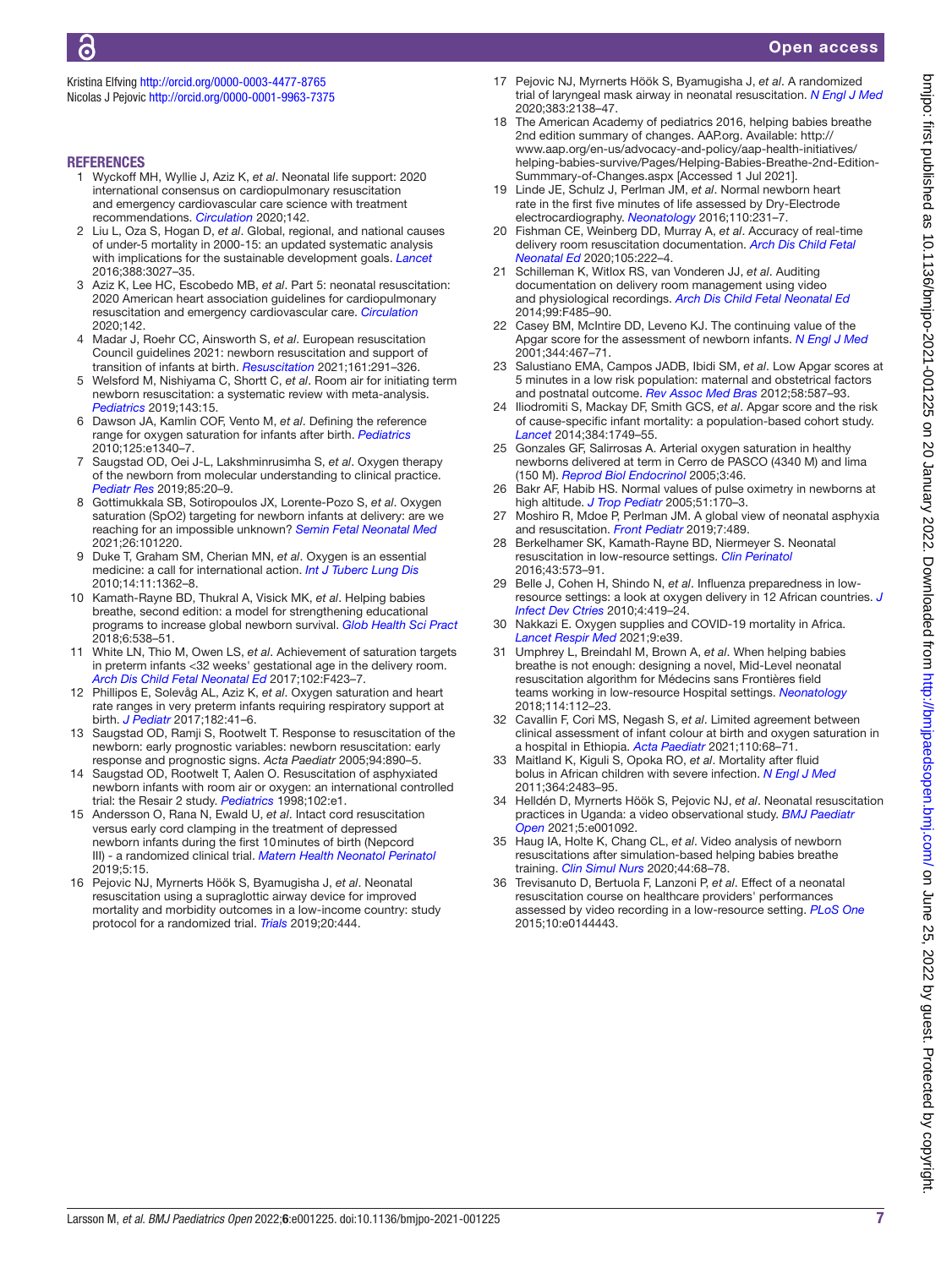Kristina Elfving http://orcid.org/0000-0003-4477-8765
Nicolas J Pejovic http://orcid.org/0000-0001-9963-7375

## REFERENCES

1. Wyckoff MH, Wyllie J, Aziz K, *et al*. Neonatal life support: 2020 international consensus on cardiopulmonary resuscitation and emergency cardiovascular care science with treatment recommendations. *Circulation* 2020;142.
2. Liu L, Oza S, Hogan D, *et al*. Global, regional, and national causes of under-5 mortality in 2000-15: an updated systematic analysis with implications for the sustainable development goals. *Lancet* 2016;388:3027–35.
3. Aziz K, Lee HC, Escobedo MB, *et al*. Part 5: neonatal resuscitation: 2020 American heart association guidelines for cardiopulmonary resuscitation and emergency cardiovascular care. *Circulation* 2020;142.
4. Madar J, Roehr CC, Ainsworth S, *et al*. European resuscitation Council guidelines 2021: newborn resuscitation and support of transition of infants at birth. *Resuscitation* 2021;161:291–326.
5. Welsford M, Nishiyama C, Shortt C, *et al*. Room air for initiating term newborn resuscitation: a systematic review with meta-analysis. *Pediatrics* 2019;143:15.
6. Dawson JA, Kamlin COF, Vento M, *et al*. Defining the reference range for oxygen saturation for infants after birth. *Pediatrics* 2010;125:e1340–7.
7. Saugstad OD, Oei J-L, Lakshminrusimha S, *et al*. Oxygen therapy of the newborn from molecular understanding to clinical practice. *Pediatr Res* 2019;85:20–9.
8. Gottimukkala SB, Sotiropoulos JX, Lorente-Pozo S, *et al*. Oxygen saturation (SpO2) targeting for newborn infants at delivery: are we reaching for an impossible unknown? *Semin Fetal Neonatal Med* 2021;26:101220.
9. Duke T, Graham SM, Cherian MN, *et al*. Oxygen is an essential medicine: a call for international action. *Int J Tuberc Lung Dis* 2010;14:11:1362–8.
10. Kamath-Rayne BD, Thukral A, Visick MK, *et al*. Helping babies breathe, second edition: a model for strengthening educational programs to increase global newborn survival. *Glob Health Sci Pract* 2018;6:538–51.
11. White LN, Thio M, Owen LS, *et al*. Achievement of saturation targets in preterm infants <32 weeks' gestational age in the delivery room. *Arch Dis Child Fetal Neonatal Ed* 2017;102:F423–7.
12. Phillipos E, Solevåg AL, Aziz K, *et al*. Oxygen saturation and heart rate ranges in very preterm infants requiring respiratory support at birth. *J Pediatr* 2017;182:41–6.
13. Saugstad OD, Ramji S, Rootwelt T. Response to resuscitation of the newborn: early prognostic variables: newborn resuscitation: early response and prognostic signs. *Acta Paediatr* 2005;94:890–5.
14. Saugstad OD, Rootwelt T, Aalen O. Resuscitation of asphyxiated newborn infants with room air or oxygen: an international controlled trial: the Resair 2 study. *Pediatrics* 1998;102:e1.
15. Andersson O, Rana N, Ewald U, *et al*. Intact cord resuscitation versus early cord clamping in the treatment of depressed newborn infants during the first 10 minutes of birth (Nepcord III) - a randomized clinical trial. *Matern Health Neonatol Perinatol* 2019;5:15.
16. Pejovic NJ, Myrnerts Höök S, Byamugisha J, *et al*. Neonatal resuscitation using a supraglottic airway device for improved mortality and morbidity outcomes in a low-income country: study protocol for a randomized trial. *Trials* 2019;20:444.
17. Pejovic NJ, Myrnerts Höök S, Byamugisha J, *et al*. A randomized trial of laryngeal mask airway in neonatal resuscitation. *N Engl J Med* 2020;383:2138–47.
18. The American Academy of pediatrics 2016, helping babies breathe 2nd edition summary of changes. AAP.org. Available: http://www.aap.org/en-us/advocacy-and-policy/aap-health-initiatives/helping-babies-survive/Pages/Helping-Babies-Breathe-2nd-Edition-Summmary-of-Changes.aspx [Accessed 1 Jul 2021].
19. Linde JE, Schulz J, Perlman JM, *et al*. Normal newborn heart rate in the first five minutes of life assessed by Dry-Electrode electrocardiography. *Neonatology* 2016;110:231–7.
20. Fishman CE, Weinberg DD, Murray A, *et al*. Accuracy of real-time delivery room resuscitation documentation. *Arch Dis Child Fetal Neonatal Ed* 2020;105:222–4.
21. Schilleman K, Witlox RS, van Vonderen JJ, *et al*. Auditing documentation on delivery room management using video and physiological recordings. *Arch Dis Child Fetal Neonatal Ed* 2014;99:F485–90.
22. Casey BM, McIntire DD, Leveno KJ. The continuing value of the Apgar score for the assessment of newborn infants. *N Engl J Med* 2001;344:467–71.
23. Salustiano EMA, Campos JADB, Ibidi SM, *et al*. Low Apgar scores at 5 minutes in a low risk population: maternal and obstetrical factors and postnatal outcome. *Rev Assoc Med Bras* 2012;58:587–93.
24. Iliodromiti S, Mackay DF, Smith GCS, *et al*. Apgar score and the risk of cause-specific infant mortality: a population-based cohort study. *Lancet* 2014;384:1749–55.
25. Gonzales GF, Salirrosas A. Arterial oxygen saturation in healthy newborns delivered at term in Cerro de PASCO (4340 M) and lima (150 M). *Reprod Biol Endocrinol* 2005;3:46.
26. Bakr AF, Habib HS. Normal values of pulse oximetry in newborns at high altitude. *J Trop Pediatr* 2005;51:170–3.
27. Moshiro R, Mdoe P, Perlman JM. A global view of neonatal asphyxia and resuscitation. *Front Pediatr* 2019;7:489.
28. Berkelhamer SK, Kamath-Rayne BD, Niermeyer S. Neonatal resuscitation in low-resource settings. *Clin Perinatol* 2016;43:573–91.
29. Belle J, Cohen H, Shindo N, *et al*. Influenza preparedness in low-resource settings: a look at oxygen delivery in 12 African countries. *J Infect Dev Ctries* 2010;4:419–24.
30. Nakkazi E. Oxygen supplies and COVID-19 mortality in Africa. *Lancet Respir Med* 2021;9:e39.
31. Umphrey L, Breindahl M, Brown A, *et al*. When helping babies breathe is not enough: designing a novel, Mid-Level neonatal resuscitation algorithm for Médecins sans Frontières field teams working in low-resource Hospital settings. *Neonatology* 2018;114:112–23.
32. Cavallin F, Cori MS, Negash S, *et al*. Limited agreement between clinical assessment of infant colour at birth and oxygen saturation in a hospital in Ethiopia. *Acta Paediatr* 2021;110:68–71.
33. Maitland K, Kiguli S, Opoka RO, *et al*. Mortality after fluid bolus in African children with severe infection. *N Engl J Med* 2011;364:2483–95.
34. Helldén D, Myrnerts Höök S, Pejovic NJ, *et al*. Neonatal resuscitation practices in Uganda: a video observational study. *BMJ Paediatr Open* 2021;5:e001092.
35. Haug IA, Holte K, Chang CL, *et al*. Video analysis of newborn resuscitations after simulation-based helping babies breathe training. *Clin Simul Nurs* 2020;44:68–78.
36. Trevisanuto D, Bertuola F, Lanzoni P, *et al*. Effect of a neonatal resuscitation course on healthcare providers' performances assessed by video recording in a low-resource setting. *PLoS One* 2015;10:e0144443.